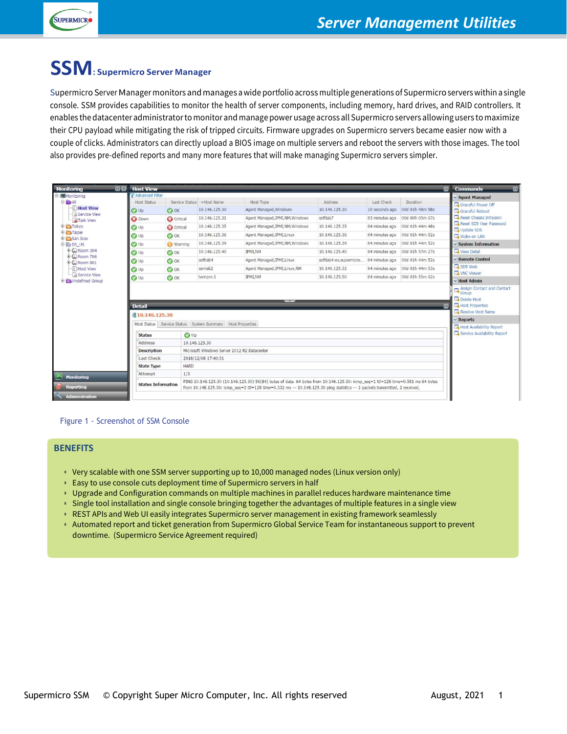# SSM: Supermicro Server Manager

Supermicro Server Manager monitors and manages a wide portfolio across multiple generations of Supermicro servers within a single console. SSM provides capabilities to monitor the health of server components, including memory, hard drives, and RAID controllers. It enables the datacenter administrator to monitor and manage power usage across all Supermicro servers allowing users to maximize their CPU payload while mitigating the risk of tripped circuits. Firmware upgrades on Supermicro servers became easier now with a couple of clicks. Administrators can directly upload a BIOS image on multiple servers and reboot the servers with those images. The tool also provides pre-defined reports and many more features that will make managing Supermicro servers simpler.

Figure 1 - Screenshot of SSM Console

## BENEFITS

- Very scalable with one SSM server supporting up to 10,000 managed nodes (Linux version only)
- Easy to use console cuts deployment time of Supermicro servers in half
- Upgrade and Configuration commands on multiple machines in parallel reduces hardware maintenance time
- Single tool installation and single console bringing together the advantages of multiple features in a single view
- REST APIs and Web UI easily integrates Supermicro server management in existing framework seamlessly
- Automated report and ticket generation from Supermicro Global Service Team for instantaneous support to prevent downtime. (Supermicro Service Agreement required)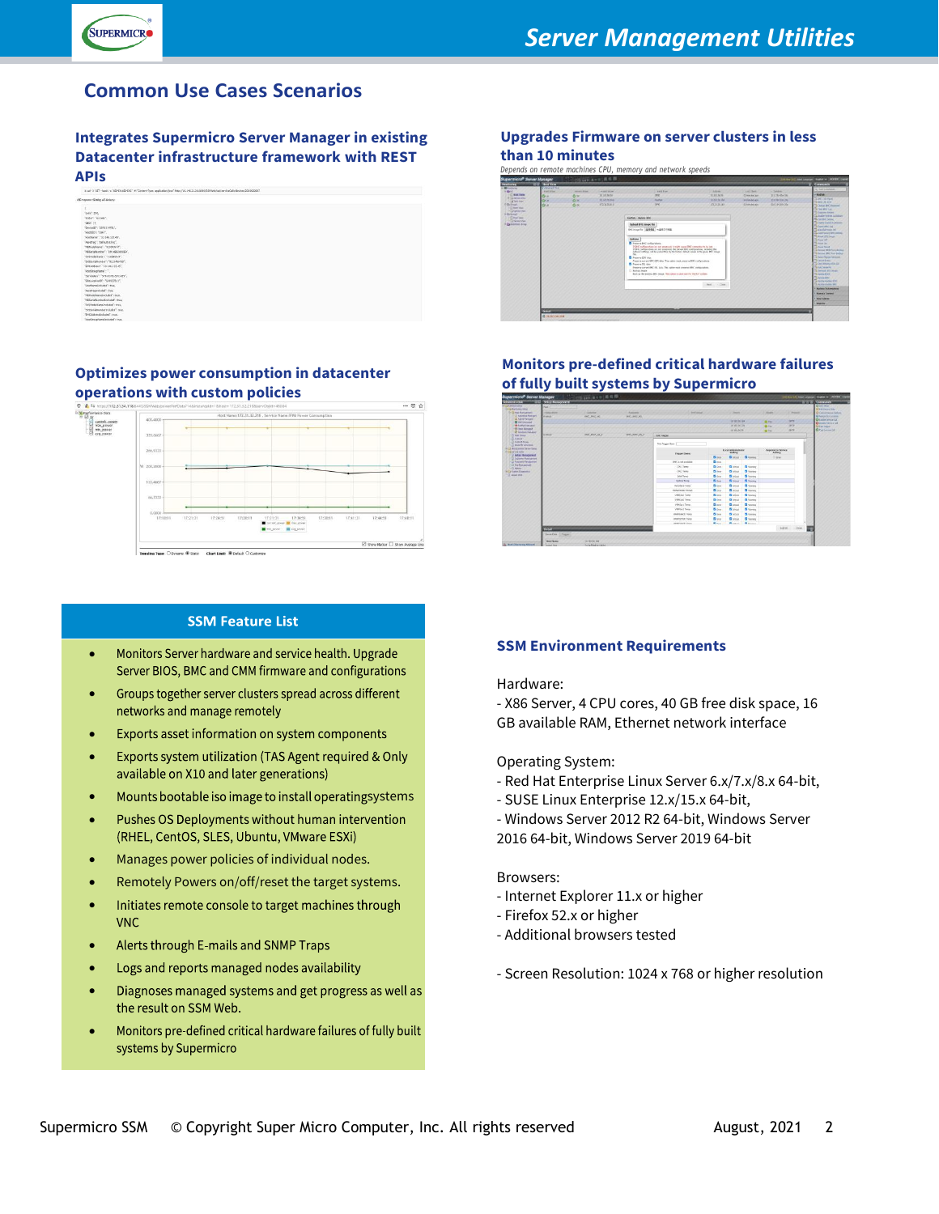## Common Use Cases Scenarios

### Integrates Supermicro Server Manager in existing Datacenter infrastructure framework with REST APIs

### Upgrades Firmware on server clusters in less than 10 minutes

*Depends on remote machines CPU, memory and network speeds*

### Optimizes power consumption in datacenter operations with custom policies

### Monitors pre-defined critical hardware failures of fully built systems by Supermicro

### SSM Feature List

- Monitors Server hardware and service health. Upgrade Server BIOS, BMC and CMM firmware and configurations
- Groups together server clusters spread across different networks and manage remotely
- Exports asset information on system components
- Exports system utilization (TAS Agent required & Only available on X10 and later generations)
- Mounts bootable iso image to install operatingsystems
- Pushes OS Deployments without human intervention (RHEL, CentOS, SLES, Ubuntu, VMware ESXi)
- Manages power policies of individual nodes.
- Remotely Powers on/off/reset the target systems.
- Initiates remote console to target machines through VNC
- Alerts through E-mails and SNMP Traps
- Logs and reports managed nodes availability
- Diagnoses managed systems and get progress as well as the result on SSM Web.
- Monitors pre-defined critical hardware failures of fully built systems by Supermicro

### SSM Environment Requirements

Hardware:
- X86 Server, 4 CPU cores, 40 GB free disk space, 16 GB available RAM, Ethernet network interface

Operating System:
- Red Hat Enterprise Linux Server 6.x/7.x/8.x 64-bit,
- SUSE Linux Enterprise 12.x/15.x 64-bit,
- Windows Server 2012 R2 64-bit, Windows Server 2016 64-bit, Windows Server 2019 64-bit

Browsers:
- Internet Explorer 11.x or higher
- Firefox 52.x or higher
- Additional browsers tested

- Screen Resolution: 1024 x 768 or higher resolution